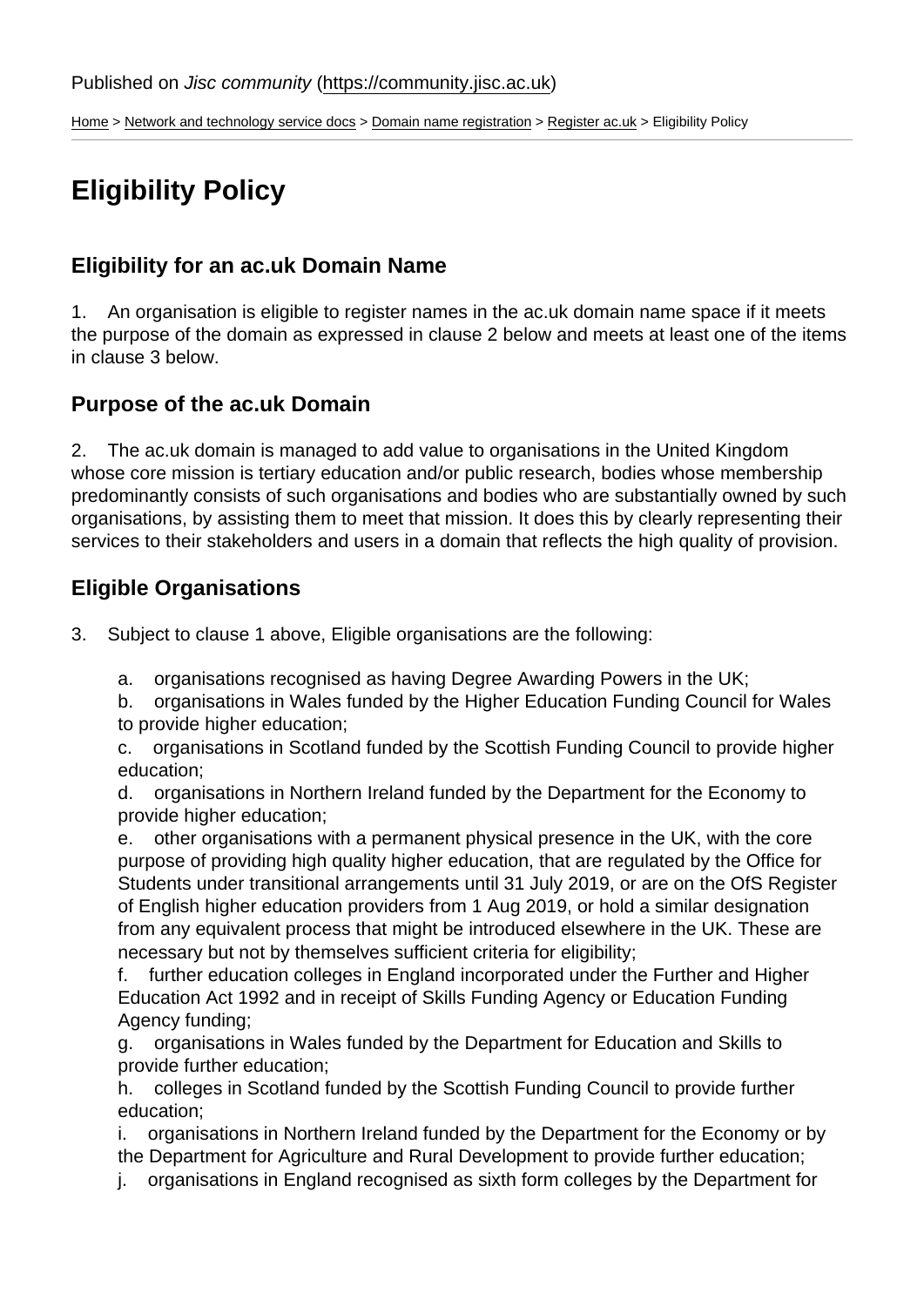Published on *Jisc community* (https://community.jisc.ac.uk)

Home > Network and technology service docs > Domain name registration > Register ac.uk > Eligibility Policy

# Eligibility Policy

## Eligibility for an ac.uk Domain Name

1. An organisation is eligible to register names in the ac.uk domain name space if it meets the purpose of the domain as expressed in clause 2 below and meets at least one of the items in clause 3 below.

## Purpose of the ac.uk Domain

2. The ac.uk domain is managed to add value to organisations in the United Kingdom whose core mission is tertiary education and/or public research, bodies whose membership predominantly consists of such organisations and bodies who are substantially owned by such organisations, by assisting them to meet that mission. It does this by clearly representing their services to their stakeholders and users in a domain that reflects the high quality of provision.

## Eligible Organisations

3. Subject to clause 1 above, Eligible organisations are the following:

   a. organisations recognised as having Degree Awarding Powers in the UK;
   b. organisations in Wales funded by the Higher Education Funding Council for Wales to provide higher education;
   c. organisations in Scotland funded by the Scottish Funding Council to provide higher education;
   d. organisations in Northern Ireland funded by the Department for the Economy to provide higher education;
   e. other organisations with a permanent physical presence in the UK, with the core purpose of providing high quality higher education, that are regulated by the Office for Students under transitional arrangements until 31 July 2019, or are on the OfS Register of English higher education providers from 1 Aug 2019, or hold a similar designation from any equivalent process that might be introduced elsewhere in the UK. These are necessary but not by themselves sufficient criteria for eligibility;
   f. further education colleges in England incorporated under the Further and Higher Education Act 1992 and in receipt of Skills Funding Agency or Education Funding Agency funding;
   g. organisations in Wales funded by the Department for Education and Skills to provide further education;
   h. colleges in Scotland funded by the Scottish Funding Council to provide further education;
   i. organisations in Northern Ireland funded by the Department for the Economy or by the Department for Agriculture and Rural Development to provide further education;
   j. organisations in England recognised as sixth form colleges by the Department for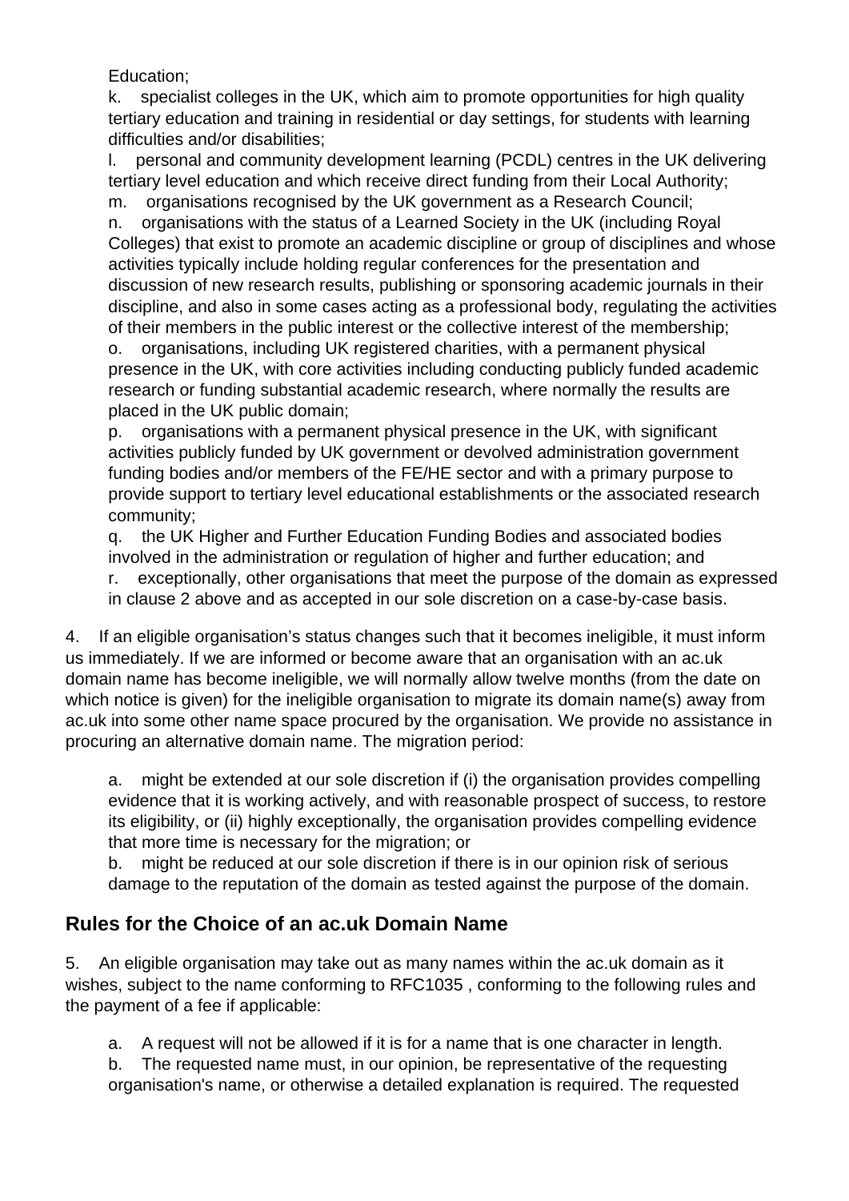Education;

k. specialist colleges in the UK, which aim to promote opportunities for high quality tertiary education and training in residential or day settings, for students with learning difficulties and/or disabilities;

l. personal and community development learning (PCDL) centres in the UK delivering tertiary level education and which receive direct funding from their Local Authority;

m. organisations recognised by the UK government as a Research Council;

n. organisations with the status of a Learned Society in the UK (including Royal Colleges) that exist to promote an academic discipline or group of disciplines and whose activities typically include holding regular conferences for the presentation and discussion of new research results, publishing or sponsoring academic journals in their discipline, and also in some cases acting as a professional body, regulating the activities of their members in the public interest or the collective interest of the membership;

o. organisations, including UK registered charities, with a permanent physical presence in the UK, with core activities including conducting publicly funded academic research or funding substantial academic research, where normally the results are placed in the UK public domain;

p. organisations with a permanent physical presence in the UK, with significant activities publicly funded by UK government or devolved administration government funding bodies and/or members of the FE/HE sector and with a primary purpose to provide support to tertiary level educational establishments or the associated research community;

q. the UK Higher and Further Education Funding Bodies and associated bodies involved in the administration or regulation of higher and further education; and

r. exceptionally, other organisations that meet the purpose of the domain as expressed in clause 2 above and as accepted in our sole discretion on a case-by-case basis.

4. If an eligible organisation's status changes such that it becomes ineligible, it must inform us immediately. If we are informed or become aware that an organisation with an ac.uk domain name has become ineligible, we will normally allow twelve months (from the date on which notice is given) for the ineligible organisation to migrate its domain name(s) away from ac.uk into some other name space procured by the organisation. We provide no assistance in procuring an alternative domain name. The migration period:

a. might be extended at our sole discretion if (i) the organisation provides compelling evidence that it is working actively, and with reasonable prospect of success, to restore its eligibility, or (ii) highly exceptionally, the organisation provides compelling evidence that more time is necessary for the migration; or

b. might be reduced at our sole discretion if there is in our opinion risk of serious damage to the reputation of the domain as tested against the purpose of the domain.

## Rules for the Choice of an ac.uk Domain Name

5. An eligible organisation may take out as many names within the ac.uk domain as it wishes, subject to the name conforming to RFC1035 , conforming to the following rules and the payment of a fee if applicable:

a. A request will not be allowed if it is for a name that is one character in length.

b. The requested name must, in our opinion, be representative of the requesting organisation's name, or otherwise a detailed explanation is required. The requested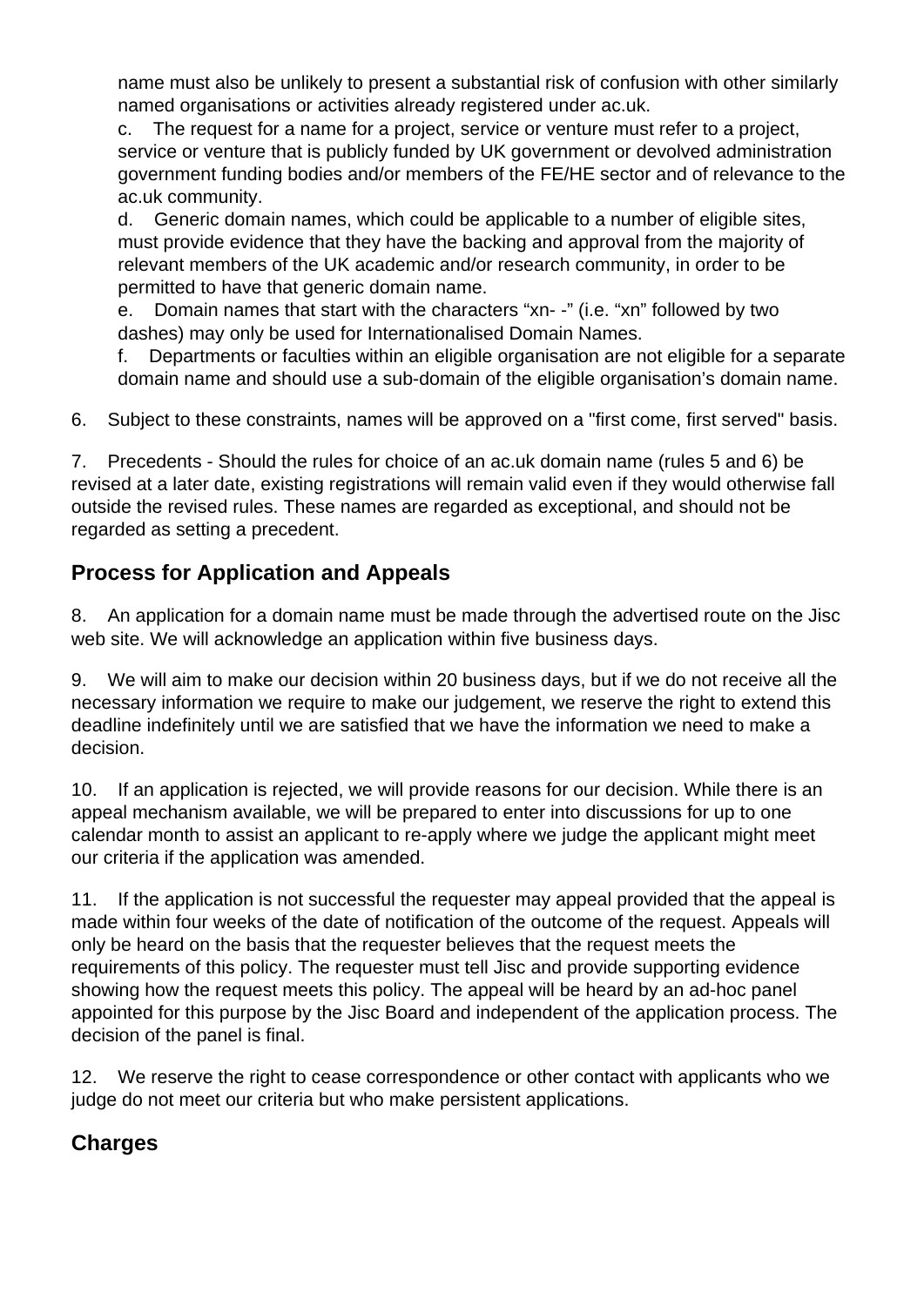name must also be unlikely to present a substantial risk of confusion with other similarly named organisations or activities already registered under ac.uk.

c. The request for a name for a project, service or venture must refer to a project, service or venture that is publicly funded by UK government or devolved administration government funding bodies and/or members of the FE/HE sector and of relevance to the ac.uk community.

d. Generic domain names, which could be applicable to a number of eligible sites, must provide evidence that they have the backing and approval from the majority of relevant members of the UK academic and/or research community, in order to be permitted to have that generic domain name.

e. Domain names that start with the characters "xn- -" (i.e. "xn" followed by two dashes) may only be used for Internationalised Domain Names.

f. Departments or faculties within an eligible organisation are not eligible for a separate domain name and should use a sub-domain of the eligible organisation's domain name.

6. Subject to these constraints, names will be approved on a "first come, first served" basis.

7. Precedents - Should the rules for choice of an ac.uk domain name (rules 5 and 6) be revised at a later date, existing registrations will remain valid even if they would otherwise fall outside the revised rules. These names are regarded as exceptional, and should not be regarded as setting a precedent.

## Process for Application and Appeals

8. An application for a domain name must be made through the advertised route on the Jisc web site. We will acknowledge an application within five business days.

9. We will aim to make our decision within 20 business days, but if we do not receive all the necessary information we require to make our judgement, we reserve the right to extend this deadline indefinitely until we are satisfied that we have the information we need to make a decision.

10. If an application is rejected, we will provide reasons for our decision. While there is an appeal mechanism available, we will be prepared to enter into discussions for up to one calendar month to assist an applicant to re-apply where we judge the applicant might meet our criteria if the application was amended.

11. If the application is not successful the requester may appeal provided that the appeal is made within four weeks of the date of notification of the outcome of the request. Appeals will only be heard on the basis that the requester believes that the request meets the requirements of this policy. The requester must tell Jisc and provide supporting evidence showing how the request meets this policy. The appeal will be heard by an ad-hoc panel appointed for this purpose by the Jisc Board and independent of the application process. The decision of the panel is final.

12. We reserve the right to cease correspondence or other contact with applicants who we judge do not meet our criteria but who make persistent applications.

## Charges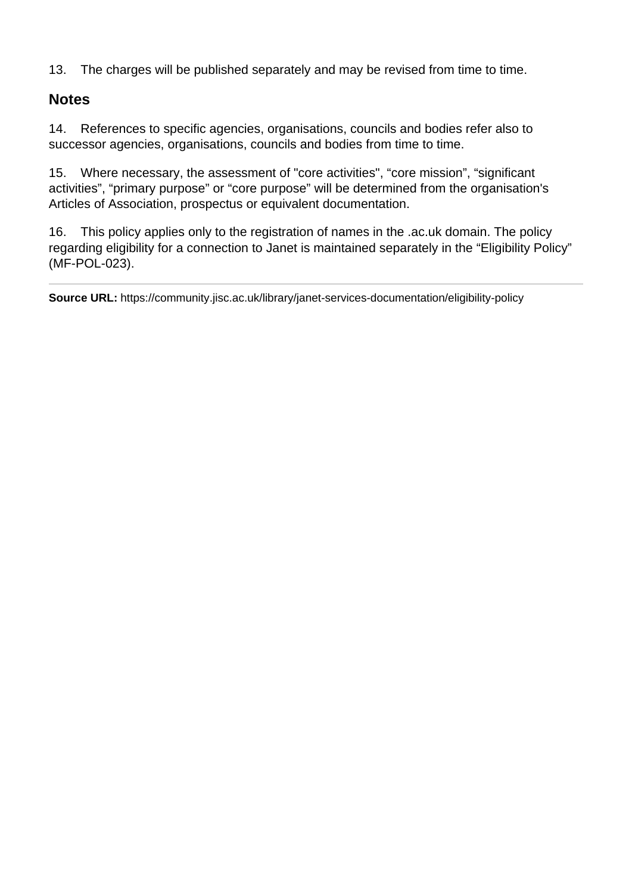13. The charges will be published separately and may be revised from time to time.

## Notes

14. References to specific agencies, organisations, councils and bodies refer also to successor agencies, organisations, councils and bodies from time to time.

15. Where necessary, the assessment of "core activities", “core mission”, “significant activities”, “primary purpose” or “core purpose” will be determined from the organisation's Articles of Association, prospectus or equivalent documentation.

16. This policy applies only to the registration of names in the .ac.uk domain. The policy regarding eligibility for a connection to Janet is maintained separately in the “Eligibility Policy” (MF-POL-023).

---

**Source URL:** https://community.jisc.ac.uk/library/janet-services-documentation/eligibility-policy